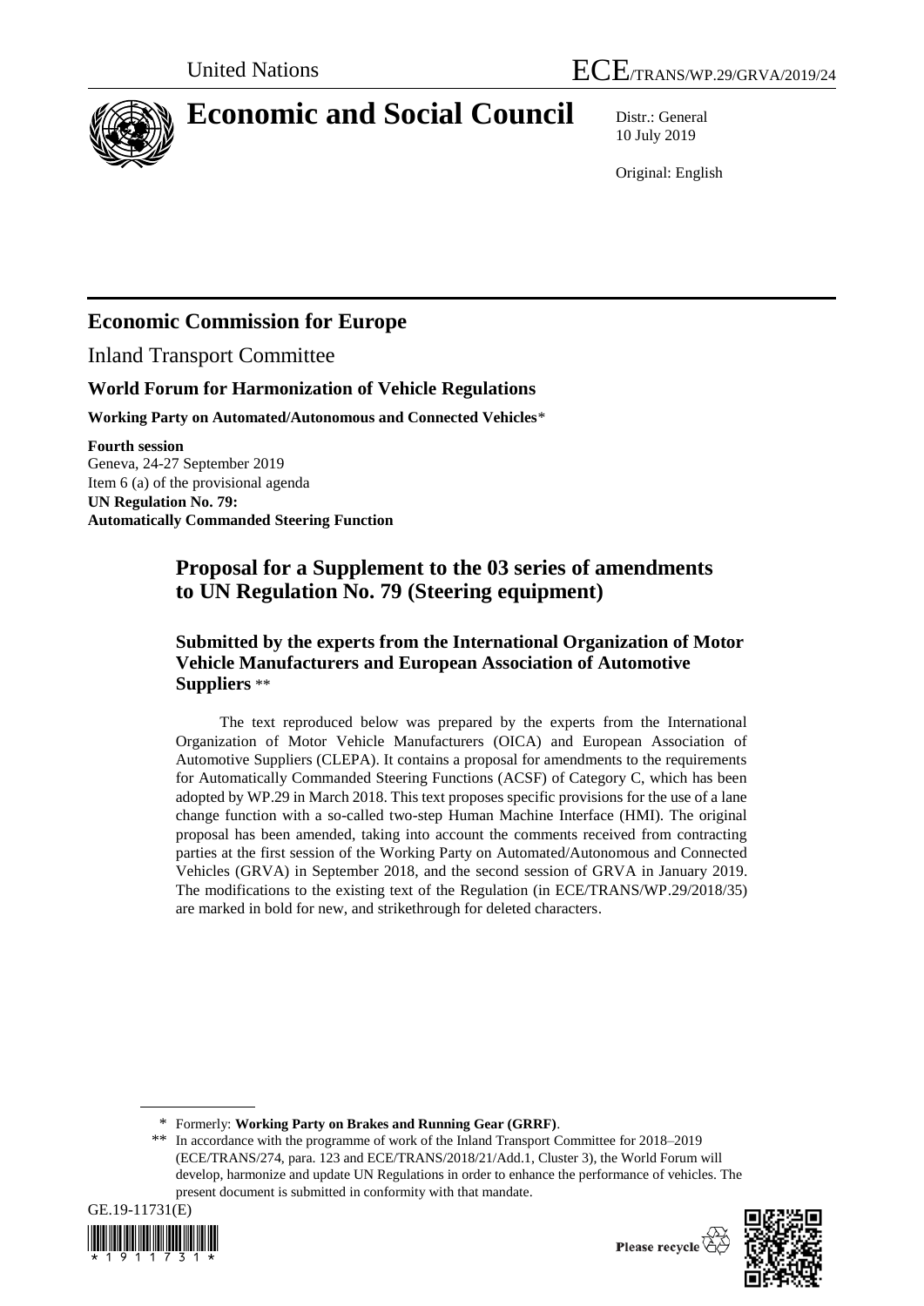United Nations ECE/TRANS/WP.29/GRVA/2019/24

# Economic and Social Council

Distr.: General
10 July 2019

Original: English

## Economic Commission for Europe

Inland Transport Committee

### World Forum for Harmonization of Vehicle Regulations

**Working Party on Automated/Autonomous and Connected Vehicles***

**Fourth session**
Geneva, 24-27 September 2019
Item 6 (a) of the provisional agenda
**UN Regulation No. 79:**
**Automatically Commanded Steering Function**

## Proposal for a Supplement to the 03 series of amendments to UN Regulation No. 79 (Steering equipment)

### Submitted by the experts from the International Organization of Motor Vehicle Manufacturers and European Association of Automotive Suppliers **

The text reproduced below was prepared by the experts from the International Organization of Motor Vehicle Manufacturers (OICA) and European Association of Automotive Suppliers (CLEPA). It contains a proposal for amendments to the requirements for Automatically Commanded Steering Functions (ACSF) of Category C, which has been adopted by WP.29 in March 2018. This text proposes specific provisions for the use of a lane change function with a so-called two-step Human Machine Interface (HMI). The original proposal has been amended, taking into account the comments received from contracting parties at the first session of the Working Party on Automated/Autonomous and Connected Vehicles (GRVA) in September 2018, and the second session of GRVA in January 2019. The modifications to the existing text of the Regulation (in ECE/TRANS/WP.29/2018/35) are marked in bold for new, and strikethrough for deleted characters.

---

\* Formerly: **Working Party on Brakes and Running Gear (GRRF)**.

\*\* In accordance with the programme of work of the Inland Transport Committee for 2018–2019 (ECE/TRANS/274, para. 123 and ECE/TRANS/2018/21/Add.1, Cluster 3), the World Forum will develop, harmonize and update UN Regulations in order to enhance the performance of vehicles. The present document is submitted in conformity with that mandate.

GE.19-11731(E)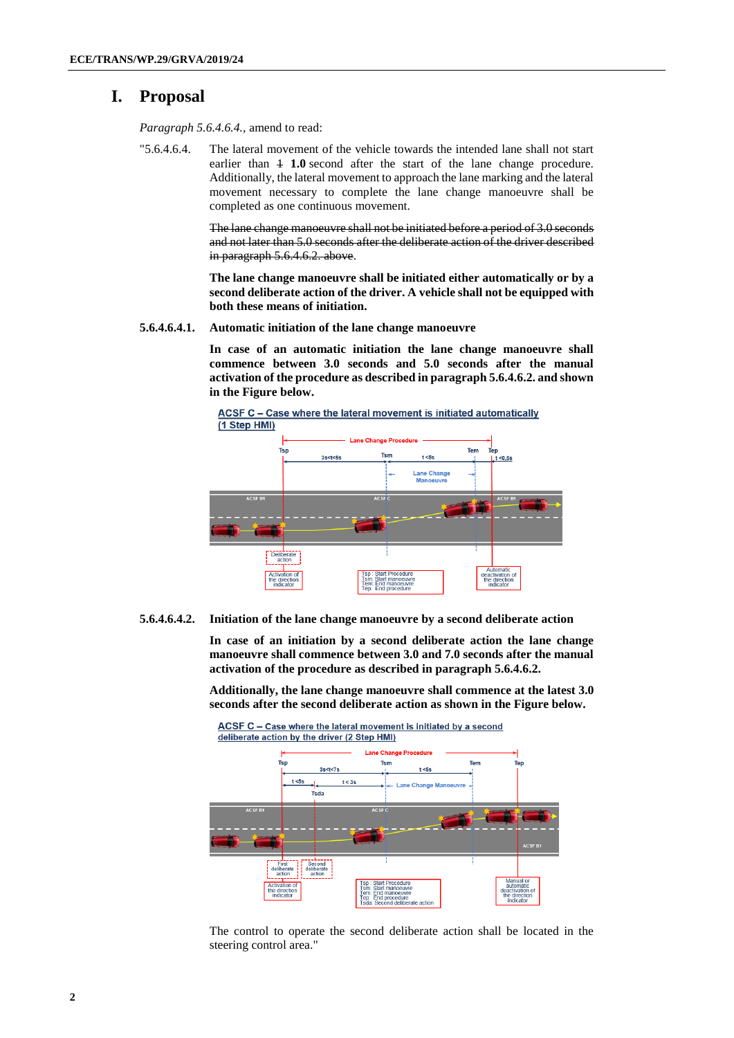# I. Proposal

*Paragraph 5.6.4.6.4.,* amend to read:

"5.6.4.6.4. The lateral movement of the vehicle towards the intended lane shall not start earlier than ~~1~~ **1.0** second after the start of the lane change procedure. Additionally, the lateral movement to approach the lane marking and the lateral movement necessary to complete the lane change manoeuvre shall be completed as one continuous movement.

~~The lane change manoeuvre shall not be initiated before a period of 3.0 seconds and not later than 5.0 seconds after the deliberate action of the driver described in paragraph 5.6.4.6.2. above~~.

**The lane change manoeuvre shall be initiated either automatically or by a second deliberate action of the driver. A vehicle shall not be equipped with both these means of initiation.**

**5.6.4.6.4.1. Automatic initiation of the lane change manoeuvre**

**In case of an automatic initiation the lane change manoeuvre shall commence between 3.0 seconds and 5.0 seconds after the manual activation of the procedure as described in paragraph 5.6.4.6.2. and shown in the Figure below.**

ACSF C – Case where the lateral movement is initiated automatically (1 Step HMI)

Lane Change Procedure
Tsp
Tsm
Tem
Tep
3s<t<5s
t <5s
t <0,5s
Lane Change Manoeuvre
ACSF B1
ACSF C
ACSF B1
Deliberate action
Activation of the direction indicator
Tsp : Start Procedure
Tsm: Start manoeuvre
Tem: End manoeuvre
Tep: End procedure
Automatic deactivation of the direction indicator

**5.6.4.6.4.2. Initiation of the lane change manoeuvre by a second deliberate action**

**In case of an initiation by a second deliberate action the lane change manoeuvre shall commence between 3.0 and 7.0 seconds after the manual activation of the procedure as described in paragraph 5.6.4.6.2.**

**Additionally, the lane change manoeuvre shall commence at the latest 3.0 seconds after the second deliberate action as shown in the Figure below.**

ACSF C – Case where the lateral movement is initiated by a second deliberate action by the driver (2 Step HMI)

Lane Change Procedure
Tsp
Tsm
Tem
Tep
3s<t<7s
t <5s
t <5s
t < 3s
Tsda
Lane Change Manoeuvre
ACSF B1
ACSF C
ACSF B1
First deliberate action
Second deliberate action
Activation of the direction indicator
Tsp : Start Procedure
Tsm: Start manoeuvre
Tem: End manoeuvre
Tep: End procedure
Tsda: Second deliberate action
Manual or automatic deactivation of the direction indicator

The control to operate the second deliberate action shall be located in the steering control area."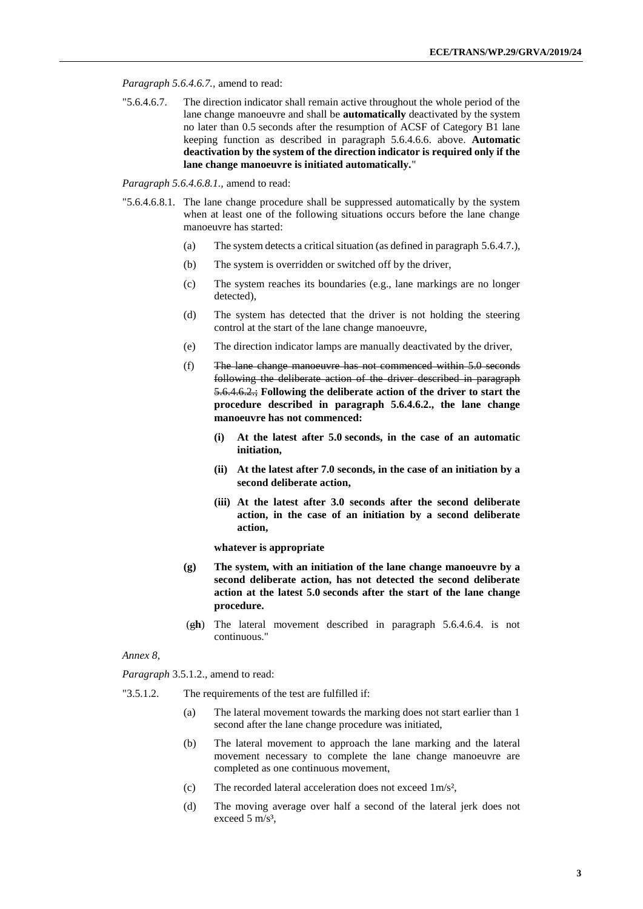*Paragraph 5.6.4.6.7.*, amend to read:

"5.6.4.6.7. The direction indicator shall remain active throughout the whole period of the lane change manoeuvre and shall be **automatically** deactivated by the system no later than 0.5 seconds after the resumption of ACSF of Category B1 lane keeping function as described in paragraph 5.6.4.6.6. above. **Automatic deactivation by the system of the direction indicator is required only if the lane change manoeuvre is initiated automatically.**"

*Paragraph 5.6.4.6.8.1.*, amend to read:

"5.6.4.6.8.1. The lane change procedure shall be suppressed automatically by the system when at least one of the following situations occurs before the lane change manoeuvre has started:

(a) The system detects a critical situation (as defined in paragraph 5.6.4.7.),

(b) The system is overridden or switched off by the driver,

(c) The system reaches its boundaries (e.g., lane markings are no longer detected),

(d) The system has detected that the driver is not holding the steering control at the start of the lane change manoeuvre,

(e) The direction indicator lamps are manually deactivated by the driver,

(f) ~~The lane change manoeuvre has not commenced within 5.0 seconds following the deliberate action of the driver described in paragraph 5.6.4.6.2.;~~ **Following the deliberate action of the driver to start the procedure described in paragraph 5.6.4.6.2., the lane change manoeuvre has not commenced:**

**(i) At the latest after 5.0 seconds, in the case of an automatic initiation,**

**(ii) At the latest after 7.0 seconds, in the case of an initiation by a second deliberate action,**

**(iii) At the latest after 3.0 seconds after the second deliberate action, in the case of an initiation by a second deliberate action,**

**whatever is appropriate**

**(g) The system, with an initiation of the lane change manoeuvre by a second deliberate action, has not detected the second deliberate action at the latest 5.0 seconds after the start of the lane change procedure.**

(~~g~~**h**) The lateral movement described in paragraph 5.6.4.6.4. is not continuous."

*Annex 8,*

*Paragraph* 3.5.1.2., amend to read:

"3.5.1.2. The requirements of the test are fulfilled if:

(a) The lateral movement towards the marking does not start earlier than 1 second after the lane change procedure was initiated,

(b) The lateral movement to approach the lane marking and the lateral movement necessary to complete the lane change manoeuvre are completed as one continuous movement,

(c) The recorded lateral acceleration does not exceed $1 m/s^2$,

(d) The moving average over half a second of the lateral jerk does not exceed $5 m/s^3$,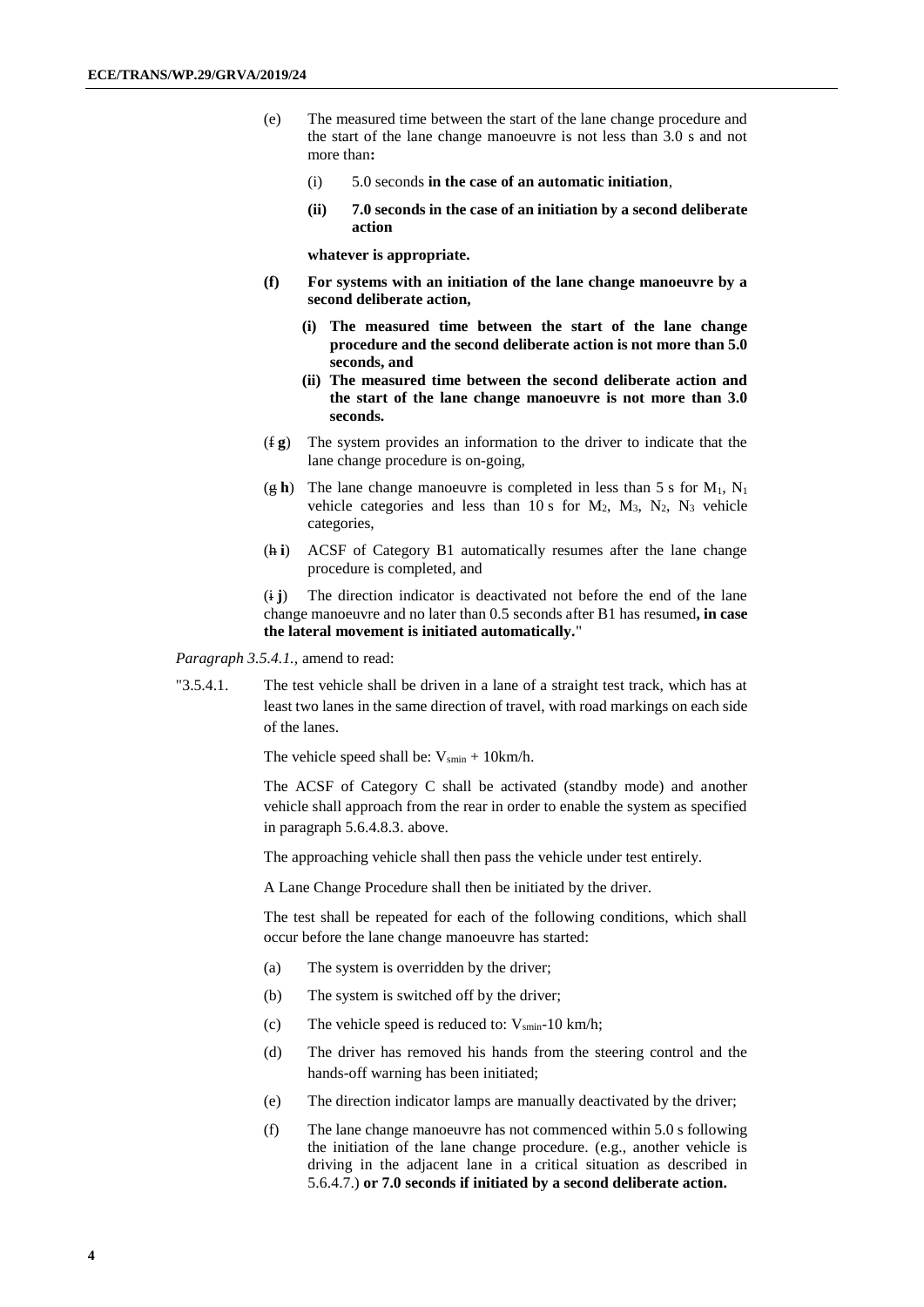(e) The measured time between the start of the lane change procedure and the start of the lane change manoeuvre is not less than 3.0 s and not more than**:**

(i) 5.0 seconds **in the case of an automatic initiation**,

**(ii) 7.0 seconds in the case of an initiation by a second deliberate action**

**whatever is appropriate.**

**(f) For systems with an initiation of the lane change manoeuvre by a second deliberate action,**

**(i) The measured time between the start of the lane change procedure and the second deliberate action is not more than 5.0 seconds, and**

**(ii) The measured time between the second deliberate action and the start of the lane change manoeuvre is not more than 3.0 seconds.**

(~~f~~ **g**) The system provides an information to the driver to indicate that the lane change procedure is on-going,

(~~g~~ **h**) The lane change manoeuvre is completed in less than 5 s for $M_1$, $N_1$ vehicle categories and less than 10 s for $M_2$, $M_3$, $N_2$, $N_3$ vehicle categories,

(~~h~~ **i**) ACSF of Category B1 automatically resumes after the lane change procedure is completed, and

(~~i~~ **j**) The direction indicator is deactivated not before the end of the lane change manoeuvre and no later than 0.5 seconds after B1 has resumed**, in case the lateral movement is initiated automatically.**"

*Paragraph 3.5.4.1.,* amend to read:

"3.5.4.1. The test vehicle shall be driven in a lane of a straight test track, which has at least two lanes in the same direction of travel, with road markings on each side of the lanes.

The vehicle speed shall be: $V_{smin}$ + 10km/h.

The ACSF of Category C shall be activated (standby mode) and another vehicle shall approach from the rear in order to enable the system as specified in paragraph 5.6.4.8.3. above.

The approaching vehicle shall then pass the vehicle under test entirely.

A Lane Change Procedure shall then be initiated by the driver.

The test shall be repeated for each of the following conditions, which shall occur before the lane change manoeuvre has started:

(a) The system is overridden by the driver;

(b) The system is switched off by the driver;

(c) The vehicle speed is reduced to: $V_{smin}$-10 km/h;

(d) The driver has removed his hands from the steering control and the hands-off warning has been initiated;

(e) The direction indicator lamps are manually deactivated by the driver;

(f) The lane change manoeuvre has not commenced within 5.0 s following the initiation of the lane change procedure. (e.g., another vehicle is driving in the adjacent lane in a critical situation as described in 5.6.4.7.) **or 7.0 seconds if initiated by a second deliberate action.**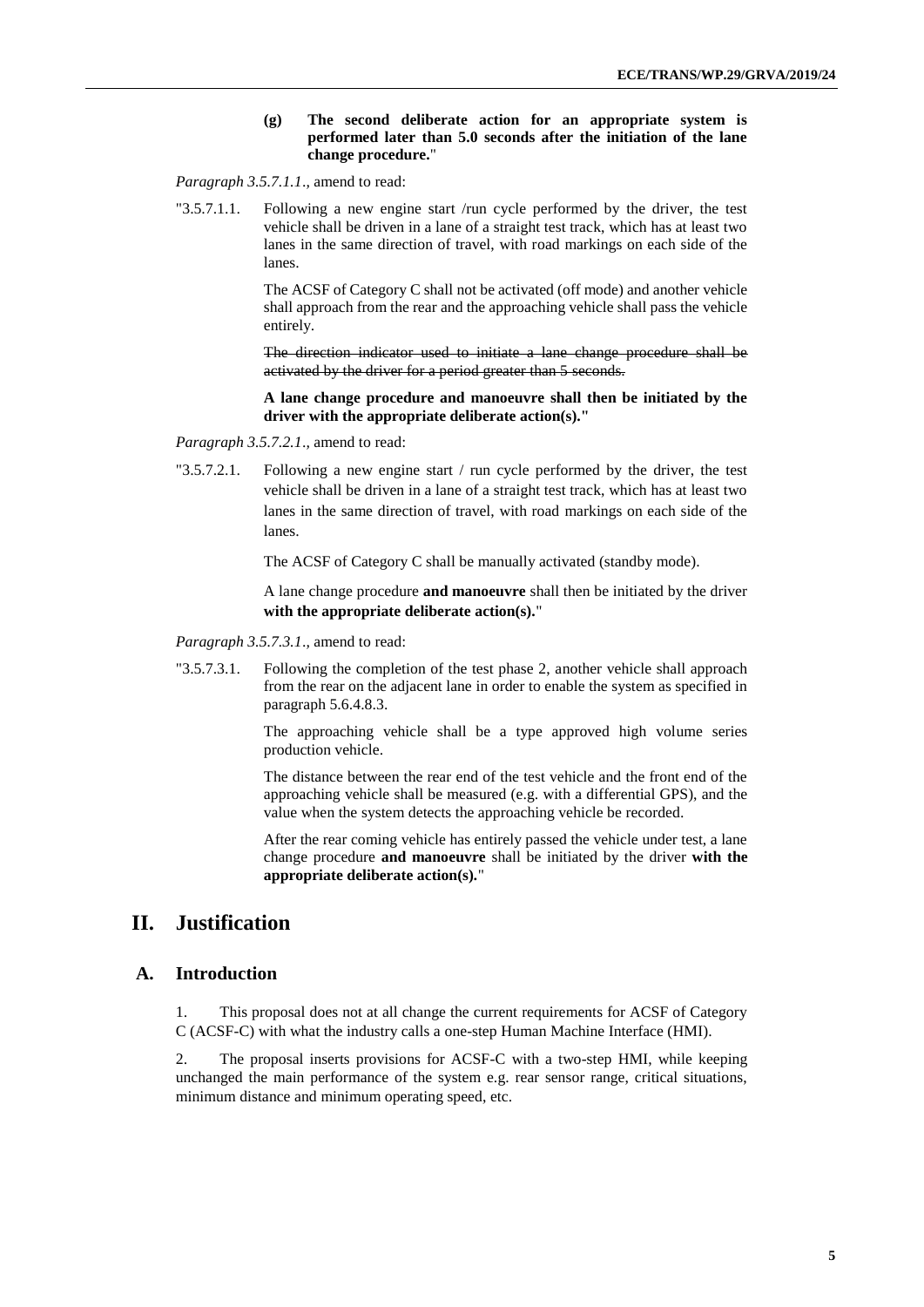**(g) The second deliberate action for an appropriate system is performed later than 5.0 seconds after the initiation of the lane change procedure.**"

*Paragraph 3.5.7.1.1.*, amend to read:

"3.5.7.1.1. Following a new engine start /run cycle performed by the driver, the test vehicle shall be driven in a lane of a straight test track, which has at least two lanes in the same direction of travel, with road markings on each side of the lanes.

The ACSF of Category C shall not be activated (off mode) and another vehicle shall approach from the rear and the approaching vehicle shall pass the vehicle entirely.

~~The direction indicator used to initiate a lane change procedure shall be activated by the driver for a period greater than 5 seconds.~~

**A lane change procedure and manoeuvre shall then be initiated by the driver with the appropriate deliberate action(s).**"

*Paragraph 3.5.7.2.1.*, amend to read:

"3.5.7.2.1. Following a new engine start / run cycle performed by the driver, the test vehicle shall be driven in a lane of a straight test track, which has at least two lanes in the same direction of travel, with road markings on each side of the lanes.

The ACSF of Category C shall be manually activated (standby mode).

A lane change procedure **and manoeuvre** shall then be initiated by the driver **with the appropriate deliberate action(s).**"

*Paragraph 3.5.7.3.1.*, amend to read:

"3.5.7.3.1. Following the completion of the test phase 2, another vehicle shall approach from the rear on the adjacent lane in order to enable the system as specified in paragraph 5.6.4.8.3.

The approaching vehicle shall be a type approved high volume series production vehicle.

The distance between the rear end of the test vehicle and the front end of the approaching vehicle shall be measured (e.g. with a differential GPS), and the value when the system detects the approaching vehicle be recorded.

After the rear coming vehicle has entirely passed the vehicle under test, a lane change procedure **and manoeuvre** shall be initiated by the driver **with the appropriate deliberate action(s).**"

# II. Justification

## A. Introduction

1. This proposal does not at all change the current requirements for ACSF of Category C (ACSF-C) with what the industry calls a one-step Human Machine Interface (HMI).

2. The proposal inserts provisions for ACSF-C with a two-step HMI, while keeping unchanged the main performance of the system e.g. rear sensor range, critical situations, minimum distance and minimum operating speed, etc.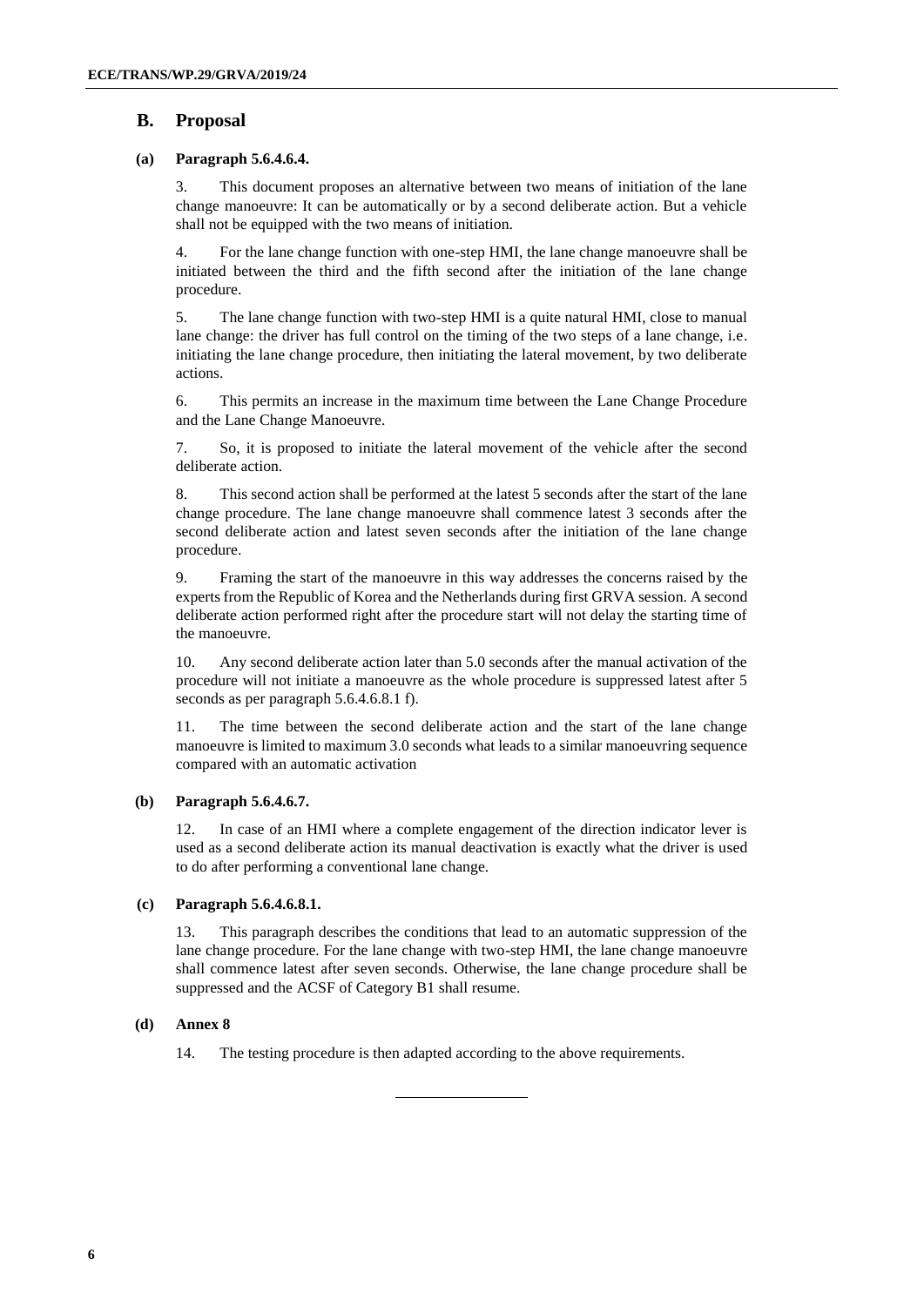## B. Proposal

### (a) Paragraph 5.6.4.6.4.

3. This document proposes an alternative between two means of initiation of the lane change manoeuvre: It can be automatically or by a second deliberate action. But a vehicle shall not be equipped with the two means of initiation.

4. For the lane change function with one-step HMI, the lane change manoeuvre shall be initiated between the third and the fifth second after the initiation of the lane change procedure.

5. The lane change function with two-step HMI is a quite natural HMI, close to manual lane change: the driver has full control on the timing of the two steps of a lane change, i.e. initiating the lane change procedure, then initiating the lateral movement, by two deliberate actions.

6. This permits an increase in the maximum time between the Lane Change Procedure and the Lane Change Manoeuvre.

7. So, it is proposed to initiate the lateral movement of the vehicle after the second deliberate action.

8. This second action shall be performed at the latest 5 seconds after the start of the lane change procedure. The lane change manoeuvre shall commence latest 3 seconds after the second deliberate action and latest seven seconds after the initiation of the lane change procedure.

9. Framing the start of the manoeuvre in this way addresses the concerns raised by the experts from the Republic of Korea and the Netherlands during first GRVA session. A second deliberate action performed right after the procedure start will not delay the starting time of the manoeuvre.

10. Any second deliberate action later than 5.0 seconds after the manual activation of the procedure will not initiate a manoeuvre as the whole procedure is suppressed latest after 5 seconds as per paragraph 5.6.4.6.8.1 f).

11. The time between the second deliberate action and the start of the lane change manoeuvre is limited to maximum 3.0 seconds what leads to a similar manoeuvring sequence compared with an automatic activation

### (b) Paragraph 5.6.4.6.7.

12. In case of an HMI where a complete engagement of the direction indicator lever is used as a second deliberate action its manual deactivation is exactly what the driver is used to do after performing a conventional lane change.

### (c) Paragraph 5.6.4.6.8.1.

13. This paragraph describes the conditions that lead to an automatic suppression of the lane change procedure. For the lane change with two-step HMI, the lane change manoeuvre shall commence latest after seven seconds. Otherwise, the lane change procedure shall be suppressed and the ACSF of Category B1 shall resume.

### (d) Annex 8

14. The testing procedure is then adapted according to the above requirements.